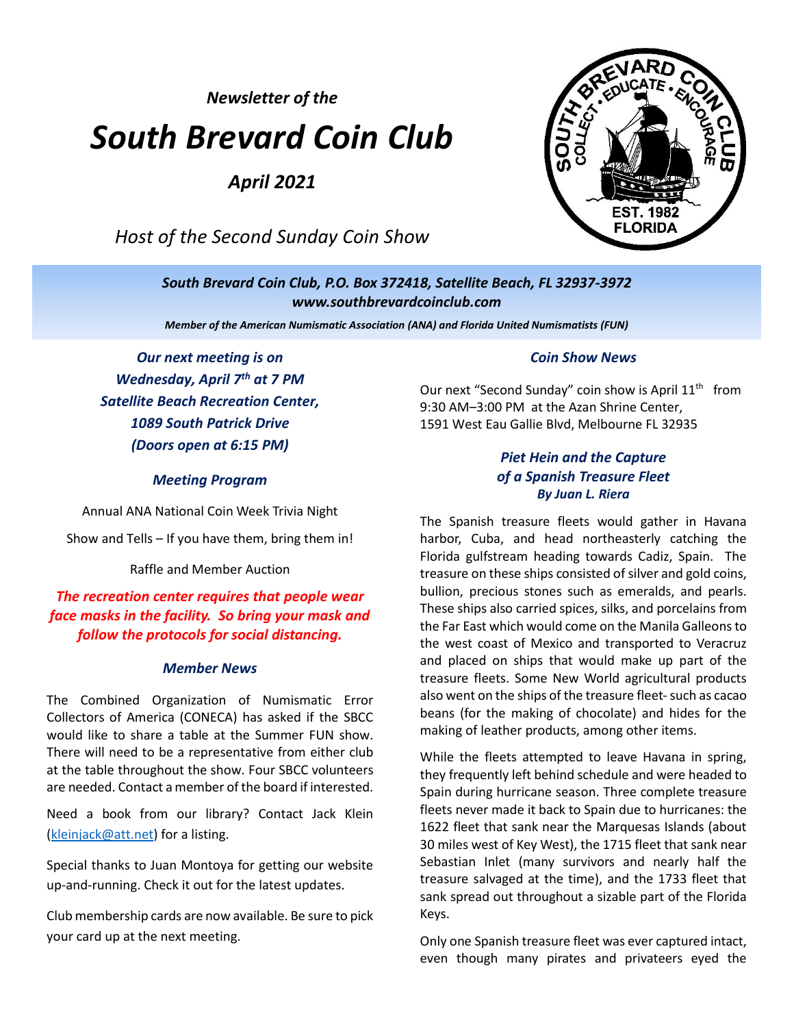*Newsletter of the*

# *South Brevard Coin Club*

***April 2021***

*Host of the Second Sunday Coin Show*

***South Brevard Coin Club, P.O. Box 372418, Satellite Beach, FL 32937-3972***
***www.southbrevardcoinclub.com***

***Member of the American Numismatic Association (ANA) and Florida United Numismatists (FUN)***

***Our next meeting is on Wednesday, April 7th at 7 PM***
***Satellite Beach Recreation Center,***
***1089 South Patrick Drive***
***(Doors open at 6:15 PM)***

### *Meeting Program*

Annual ANA National Coin Week Trivia Night

Show and Tells – If you have them, bring them in!

Raffle and Member Auction

***The recreation center requires that people wear face masks in the facility. So bring your mask and follow the protocols for social distancing.***

### *Member News*

The Combined Organization of Numismatic Error Collectors of America (CONECA) has asked if the SBCC would like to share a table at the Summer FUN show. There will need to be a representative from either club at the table throughout the show. Four SBCC volunteers are needed. Contact a member of the board if interested.

Need a book from our library? Contact Jack Klein (kleinjack@att.net) for a listing.

Special thanks to Juan Montoya for getting our website up-and-running. Check it out for the latest updates.

Club membership cards are now available. Be sure to pick your card up at the next meeting.

### *Coin Show News*

Our next "Second Sunday" coin show is April 11th from 9:30 AM–3:00 PM at the Azan Shrine Center, 1591 West Eau Gallie Blvd, Melbourne FL 32935

### *Piet Hein and the Capture of a Spanish Treasure Fleet*

***By Juan L. Riera***

The Spanish treasure fleets would gather in Havana harbor, Cuba, and head northeasterly catching the Florida gulfstream heading towards Cadiz, Spain. The treasure on these ships consisted of silver and gold coins, bullion, precious stones such as emeralds, and pearls. These ships also carried spices, silks, and porcelains from the Far East which would come on the Manila Galleons to the west coast of Mexico and transported to Veracruz and placed on ships that would make up part of the treasure fleets. Some New World agricultural products also went on the ships of the treasure fleet- such as cacao beans (for the making of chocolate) and hides for the making of leather products, among other items.

While the fleets attempted to leave Havana in spring, they frequently left behind schedule and were headed to Spain during hurricane season. Three complete treasure fleets never made it back to Spain due to hurricanes: the 1622 fleet that sank near the Marquesas Islands (about 30 miles west of Key West), the 1715 fleet that sank near Sebastian Inlet (many survivors and nearly half the treasure salvaged at the time), and the 1733 fleet that sank spread out throughout a sizable part of the Florida Keys.

Only one Spanish treasure fleet was ever captured intact, even though many pirates and privateers eyed the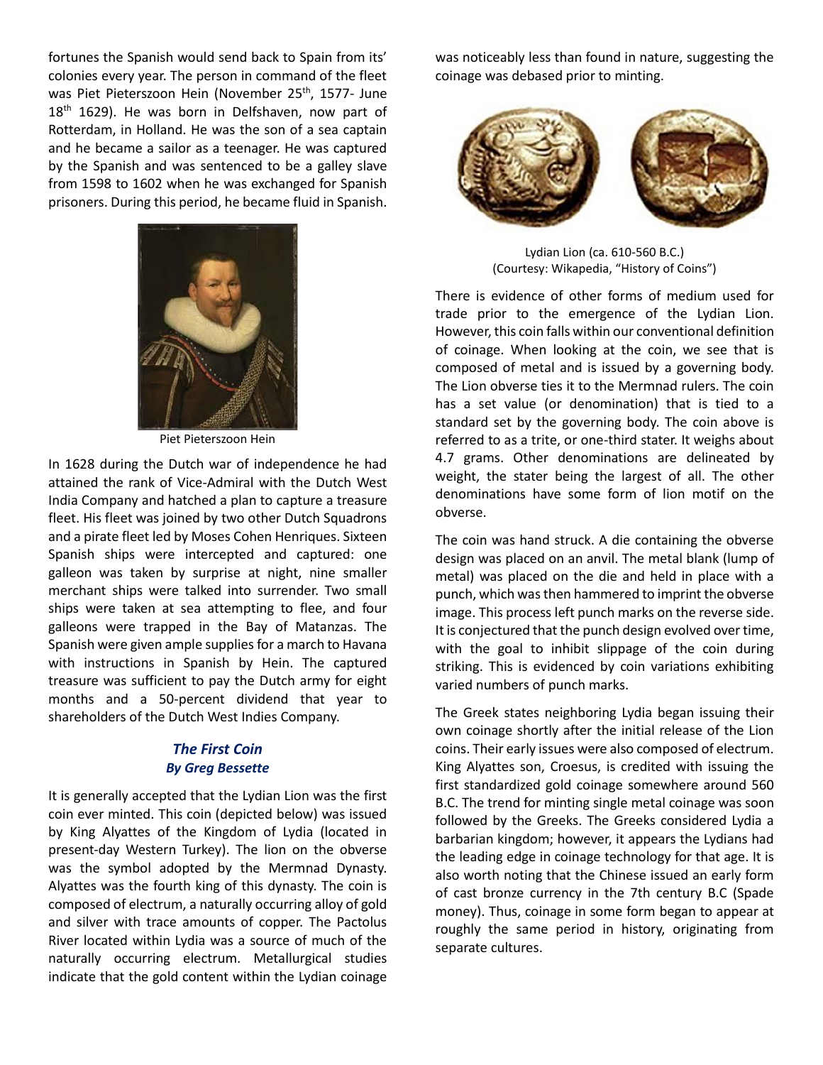fortunes the Spanish would send back to Spain from its' colonies every year. The person in command of the fleet was Piet Pieterszoon Hein (November 25th, 1577- June 18th 1629). He was born in Delfshaven, now part of Rotterdam, in Holland. He was the son of a sea captain and he became a sailor as a teenager. He was captured by the Spanish and was sentenced to be a galley slave from 1598 to 1602 when he was exchanged for Spanish prisoners. During this period, he became fluid in Spanish.

Piet Pieterszoon Hein

In 1628 during the Dutch war of independence he had attained the rank of Vice-Admiral with the Dutch West India Company and hatched a plan to capture a treasure fleet. His fleet was joined by two other Dutch Squadrons and a pirate fleet led by Moses Cohen Henriques. Sixteen Spanish ships were intercepted and captured: one galleon was taken by surprise at night, nine smaller merchant ships were talked into surrender. Two small ships were taken at sea attempting to flee, and four galleons were trapped in the Bay of Matanzas. The Spanish were given ample supplies for a march to Havana with instructions in Spanish by Hein. The captured treasure was sufficient to pay the Dutch army for eight months and a 50-percent dividend that year to shareholders of the Dutch West Indies Company.

## *The First Coin*
### *By Greg Bessette*

It is generally accepted that the Lydian Lion was the first coin ever minted. This coin (depicted below) was issued by King Alyattes of the Kingdom of Lydia (located in present-day Western Turkey). The lion on the obverse was the symbol adopted by the Mermnad Dynasty. Alyattes was the fourth king of this dynasty. The coin is composed of electrum, a naturally occurring alloy of gold and silver with trace amounts of copper. The Pactolus River located within Lydia was a source of much of the naturally occurring electrum. Metallurgical studies indicate that the gold content within the Lydian coinage was noticeably less than found in nature, suggesting the coinage was debased prior to minting.

Lydian Lion (ca. 610-560 B.C.)
(Courtesy: Wikapedia, "History of Coins")

There is evidence of other forms of medium used for trade prior to the emergence of the Lydian Lion. However, this coin falls within our conventional definition of coinage. When looking at the coin, we see that is composed of metal and is issued by a governing body. The Lion obverse ties it to the Mermnad rulers. The coin has a set value (or denomination) that is tied to a standard set by the governing body. The coin above is referred to as a trite, or one-third stater. It weighs about 4.7 grams. Other denominations are delineated by weight, the stater being the largest of all. The other denominations have some form of lion motif on the obverse.

The coin was hand struck. A die containing the obverse design was placed on an anvil. The metal blank (lump of metal) was placed on the die and held in place with a punch, which was then hammered to imprint the obverse image. This process left punch marks on the reverse side. It is conjectured that the punch design evolved over time, with the goal to inhibit slippage of the coin during striking. This is evidenced by coin variations exhibiting varied numbers of punch marks.

The Greek states neighboring Lydia began issuing their own coinage shortly after the initial release of the Lion coins. Their early issues were also composed of electrum. King Alyattes son, Croesus, is credited with issuing the first standardized gold coinage somewhere around 560 B.C. The trend for minting single metal coinage was soon followed by the Greeks. The Greeks considered Lydia a barbarian kingdom; however, it appears the Lydians had the leading edge in coinage technology for that age. It is also worth noting that the Chinese issued an early form of cast bronze currency in the 7th century B.C (Spade money). Thus, coinage in some form began to appear at roughly the same period in history, originating from separate cultures.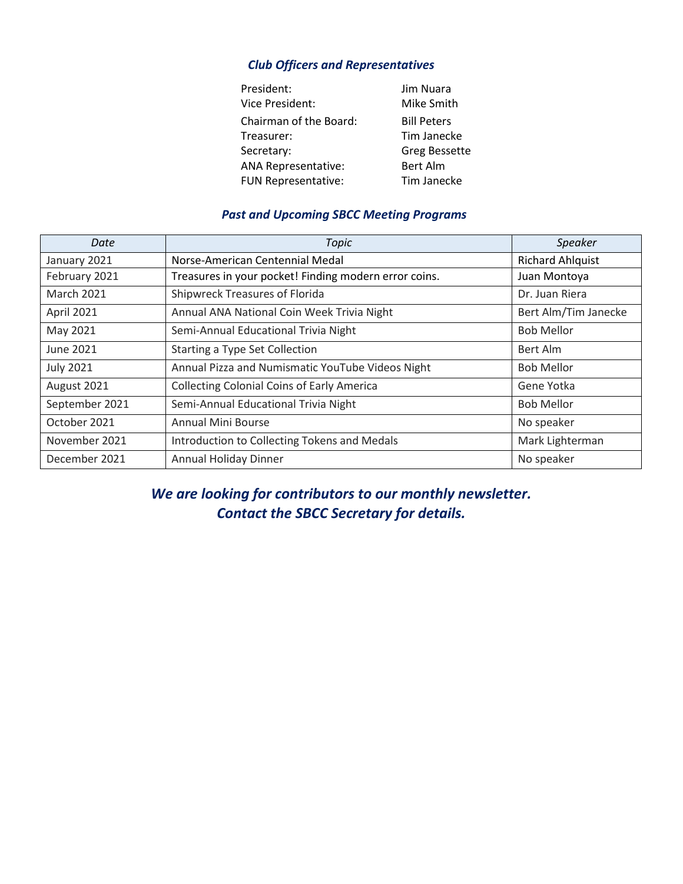### *Club Officers and Representatives*

| | |
|---|---|
| President: | Jim Nuara |
| Vice President: | Mike Smith |
| Chairman of the Board: | Bill Peters |
| Treasurer: | Tim Janecke |
| Secretary: | Greg Bessette |
| ANA Representative: | Bert Alm |
| FUN Representative: | Tim Janecke |

### *Past and Upcoming SBCC Meeting Programs*

| *Date* | *Topic* | *Speaker* |
|---|---|---|
| January 2021 | Norse-American Centennial Medal | Richard Ahlquist |
| February 2021 | Treasures in your pocket! Finding modern error coins. | Juan Montoya |
| March 2021 | Shipwreck Treasures of Florida | Dr. Juan Riera |
| April 2021 | Annual ANA National Coin Week Trivia Night | Bert Alm/Tim Janecke |
| May 2021 | Semi-Annual Educational Trivia Night | Bob Mellor |
| June 2021 | Starting a Type Set Collection | Bert Alm |
| July 2021 | Annual Pizza and Numismatic YouTube Videos Night | Bob Mellor |
| August 2021 | Collecting Colonial Coins of Early America | Gene Yotka |
| September 2021 | Semi-Annual Educational Trivia Night | Bob Mellor |
| October 2021 | Annual Mini Bourse | No speaker |
| November 2021 | Introduction to Collecting Tokens and Medals | Mark Lighterman |
| December 2021 | Annual Holiday Dinner | No speaker |

***We are looking for contributors to our monthly newsletter.***
***Contact the SBCC Secretary for details.***